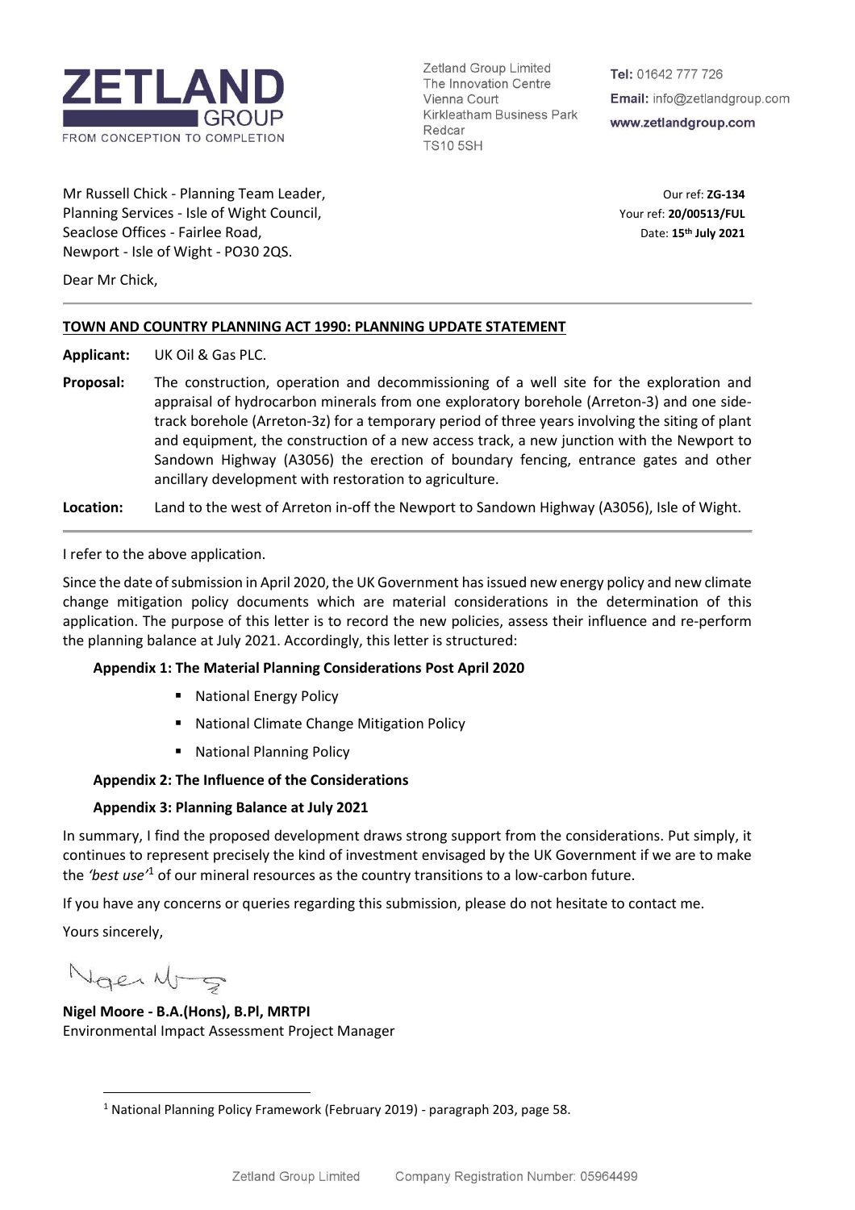**ZETLAND GROUP**
FROM CONCEPTION TO COMPLETION

Zetland Group Limited
The Innovation Centre
Vienna Court
Kirkleatham Business Park
Redcar
TS10 5SH

**Tel:** 01642 777 726
**Email:** info@zetlandgroup.com
**www.zetlandgroup.com**

Mr Russell Chick - Planning Team Leader,
Planning Services - Isle of Wight Council,
Seaclose Offices - Fairlee Road,
Newport - Isle of Wight - PO30 2QS.

Our ref: **ZG-134**
Your ref: **20/00513/FUL**
Date: **15th July 2021**

Dear Mr Chick,

**TOWN AND COUNTRY PLANNING ACT 1990: PLANNING UPDATE STATEMENT**

**Applicant:** UK Oil & Gas PLC.

**Proposal:** The construction, operation and decommissioning of a well site for the exploration and appraisal of hydrocarbon minerals from one exploratory borehole (Arreton-3) and one side-track borehole (Arreton-3z) for a temporary period of three years involving the siting of plant and equipment, the construction of a new access track, a new junction with the Newport to Sandown Highway (A3056) the erection of boundary fencing, entrance gates and other ancillary development with restoration to agriculture.

**Location:** Land to the west of Arreton in-off the Newport to Sandown Highway (A3056), Isle of Wight.

I refer to the above application.

Since the date of submission in April 2020, the UK Government has issued new energy policy and new climate change mitigation policy documents which are material considerations in the determination of this application. The purpose of this letter is to record the new policies, assess their influence and re-perform the planning balance at July 2021. Accordingly, this letter is structured:

**Appendix 1: The Material Planning Considerations Post April 2020**

- National Energy Policy
- National Climate Change Mitigation Policy
- National Planning Policy

**Appendix 2: The Influence of the Considerations**

**Appendix 3: Planning Balance at July 2021**

In summary, I find the proposed development draws strong support from the considerations. Put simply, it continues to represent precisely the kind of investment envisaged by the UK Government if we are to make the *'best use'*[1] of our mineral resources as the country transitions to a low-carbon future.

If you have any concerns or queries regarding this submission, please do not hesitate to contact me.

Yours sincerely,

Nigel Moore

**Nigel Moore - B.A.(Hons), B.Pl, MRTPI**
Environmental Impact Assessment Project Manager

[1] National Planning Policy Framework (February 2019) - paragraph 203, page 58.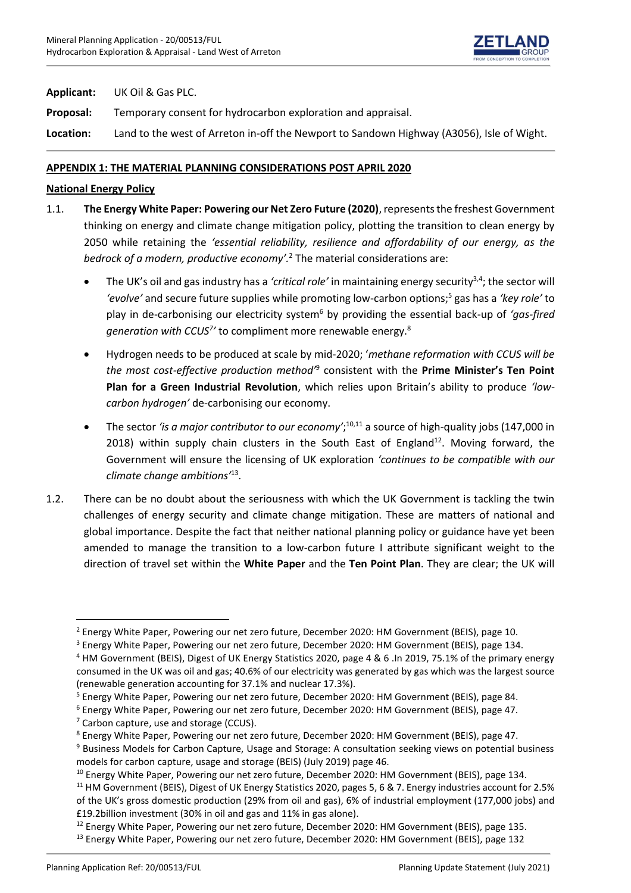**Applicant:** UK Oil & Gas PLC.

**Proposal:** Temporary consent for hydrocarbon exploration and appraisal.

**Location:** Land to the west of Arreton in-off the Newport to Sandown Highway (A3056), Isle of Wight.

## APPENDIX 1: THE MATERIAL PLANNING CONSIDERATIONS POST APRIL 2020

### National Energy Policy

1.1. **The Energy White Paper: Powering our Net Zero Future (2020)**, represents the freshest Government thinking on energy and climate change mitigation policy, plotting the transition to clean energy by 2050 while retaining the *'essential reliability, resilience and affordability of our energy, as the bedrock of a modern, productive economy'.*[2] The material considerations are:

- The UK's oil and gas industry has a *'critical role'* in maintaining energy security[3,4]; the sector will *'evolve'* and secure future supplies while promoting low-carbon options;[5] gas has a *'key role'* to play in de-carbonising our electricity system[6] by providing the essential back-up of *'gas-fired generation with CCUS[7]'* to compliment more renewable energy.[8]
- Hydrogen needs to be produced at scale by mid-2020; '*methane reformation with CCUS will be the most cost-effective production method'*[9] consistent with the **Prime Minister's Ten Point Plan for a Green Industrial Revolution**, which relies upon Britain's ability to produce *'low-carbon hydrogen'* de-carbonising our economy.
- The sector *'is a major contributor to our economy'*;[10,11] a source of high-quality jobs (147,000 in 2018) within supply chain clusters in the South East of England[12]. Moving forward, the Government will ensure the licensing of UK exploration *'continues to be compatible with our climate change ambitions'*[13].

1.2. There can be no doubt about the seriousness with which the UK Government is tackling the twin challenges of energy security and climate change mitigation. These are matters of national and global importance. Despite the fact that neither national planning policy or guidance have yet been amended to manage the transition to a low-carbon future I attribute significant weight to the direction of travel set within the **White Paper** and the **Ten Point Plan**. They are clear; the UK will

---

[2] Energy White Paper, Powering our net zero future, December 2020: HM Government (BEIS), page 10.

[3] Energy White Paper, Powering our net zero future, December 2020: HM Government (BEIS), page 134.

[4] HM Government (BEIS), Digest of UK Energy Statistics 2020, page 4 & 6 .In 2019, 75.1% of the primary energy consumed in the UK was oil and gas; 40.6% of our electricity was generated by gas which was the largest source (renewable generation accounting for 37.1% and nuclear 17.3%).

[5] Energy White Paper, Powering our net zero future, December 2020: HM Government (BEIS), page 84.

[6] Energy White Paper, Powering our net zero future, December 2020: HM Government (BEIS), page 47.

[7] Carbon capture, use and storage (CCUS).

[8] Energy White Paper, Powering our net zero future, December 2020: HM Government (BEIS), page 47.

[9] Business Models for Carbon Capture, Usage and Storage: A consultation seeking views on potential business models for carbon capture, usage and storage (BEIS) (July 2019) page 46.

[10] Energy White Paper, Powering our net zero future, December 2020: HM Government (BEIS), page 134.

[11] HM Government (BEIS), Digest of UK Energy Statistics 2020, pages 5, 6 & 7. Energy industries account for 2.5% of the UK's gross domestic production (29% from oil and gas), 6% of industrial employment (177,000 jobs) and £19.2billion investment (30% in oil and gas and 11% in gas alone).

[12] Energy White Paper, Powering our net zero future, December 2020: HM Government (BEIS), page 135.

[13] Energy White Paper, Powering our net zero future, December 2020: HM Government (BEIS), page 132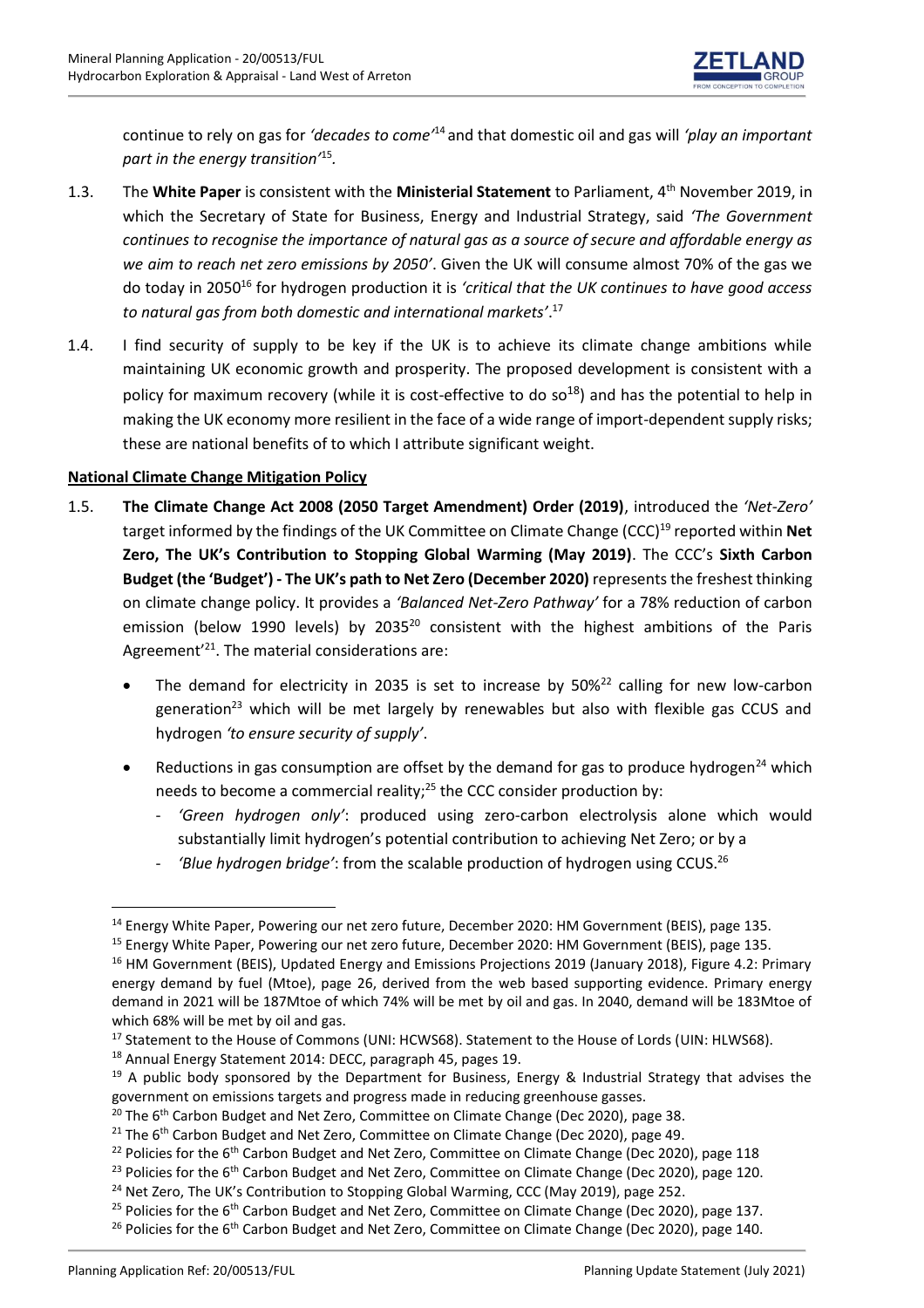continue to rely on gas for *'decades to come'*[14] and that domestic oil and gas will *'play an important part in the energy transition'*[15].

1.3. The **White Paper** is consistent with the **Ministerial Statement** to Parliament, 4th November 2019, in which the Secretary of State for Business, Energy and Industrial Strategy, said *'The Government continues to recognise the importance of natural gas as a source of secure and affordable energy as we aim to reach net zero emissions by 2050'*. Given the UK will consume almost 70% of the gas we do today in 2050[16] for hydrogen production it is *'critical that the UK continues to have good access to natural gas from both domestic and international markets'*.[17]

1.4. I find security of supply to be key if the UK is to achieve its climate change ambitions while maintaining UK economic growth and prosperity. The proposed development is consistent with a policy for maximum recovery (while it is cost-effective to do so[18]) and has the potential to help in making the UK economy more resilient in the face of a wide range of import-dependent supply risks; these are national benefits of to which I attribute significant weight.

**National Climate Change Mitigation Policy**

1.5. **The Climate Change Act 2008 (2050 Target Amendment) Order (2019)**, introduced the *'Net-Zero'* target informed by the findings of the UK Committee on Climate Change (CCC)[19] reported within **Net Zero, The UK's Contribution to Stopping Global Warming (May 2019)**. The CCC's **Sixth Carbon Budget (the 'Budget') - The UK's path to Net Zero (December 2020)** represents the freshest thinking on climate change policy. It provides a *'Balanced Net-Zero Pathway'* for a 78% reduction of carbon emission (below 1990 levels) by 2035[20] consistent with the highest ambitions of the Paris Agreement'[21]. The material considerations are:

- The demand for electricity in 2035 is set to increase by 50%[22] calling for new low-carbon generation[23] which will be met largely by renewables but also with flexible gas CCUS and hydrogen *'to ensure security of supply'*.
- Reductions in gas consumption are offset by the demand for gas to produce hydrogen[24] which needs to become a commercial reality;[25] the CCC consider production by:
  - *'Green hydrogen only'*: produced using zero-carbon electrolysis alone which would substantially limit hydrogen's potential contribution to achieving Net Zero; or by a
  - *'Blue hydrogen bridge'*: from the scalable production of hydrogen using CCUS.[26]

---

[14] Energy White Paper, Powering our net zero future, December 2020: HM Government (BEIS), page 135.

[15] Energy White Paper, Powering our net zero future, December 2020: HM Government (BEIS), page 135.

[16] HM Government (BEIS), Updated Energy and Emissions Projections 2019 (January 2018), Figure 4.2: Primary energy demand by fuel (Mtoe), page 26, derived from the web based supporting evidence. Primary energy demand in 2021 will be 187Mtoe of which 74% will be met by oil and gas. In 2040, demand will be 183Mtoe of which 68% will be met by oil and gas.

[17] Statement to the House of Commons (UNI: HCWS68). Statement to the House of Lords (UIN: HLWS68).

[18] Annual Energy Statement 2014: DECC, paragraph 45, pages 19.

[19] A public body sponsored by the Department for Business, Energy & Industrial Strategy that advises the government on emissions targets and progress made in reducing greenhouse gasses.

[20] The 6th Carbon Budget and Net Zero, Committee on Climate Change (Dec 2020), page 38.

[21] The 6th Carbon Budget and Net Zero, Committee on Climate Change (Dec 2020), page 49.

[22] Policies for the 6th Carbon Budget and Net Zero, Committee on Climate Change (Dec 2020), page 118

[23] Policies for the 6th Carbon Budget and Net Zero, Committee on Climate Change (Dec 2020), page 120.

[24] Net Zero, The UK's Contribution to Stopping Global Warming, CCC (May 2019), page 252.

[25] Policies for the 6th Carbon Budget and Net Zero, Committee on Climate Change (Dec 2020), page 137.

[26] Policies for the 6th Carbon Budget and Net Zero, Committee on Climate Change (Dec 2020), page 140.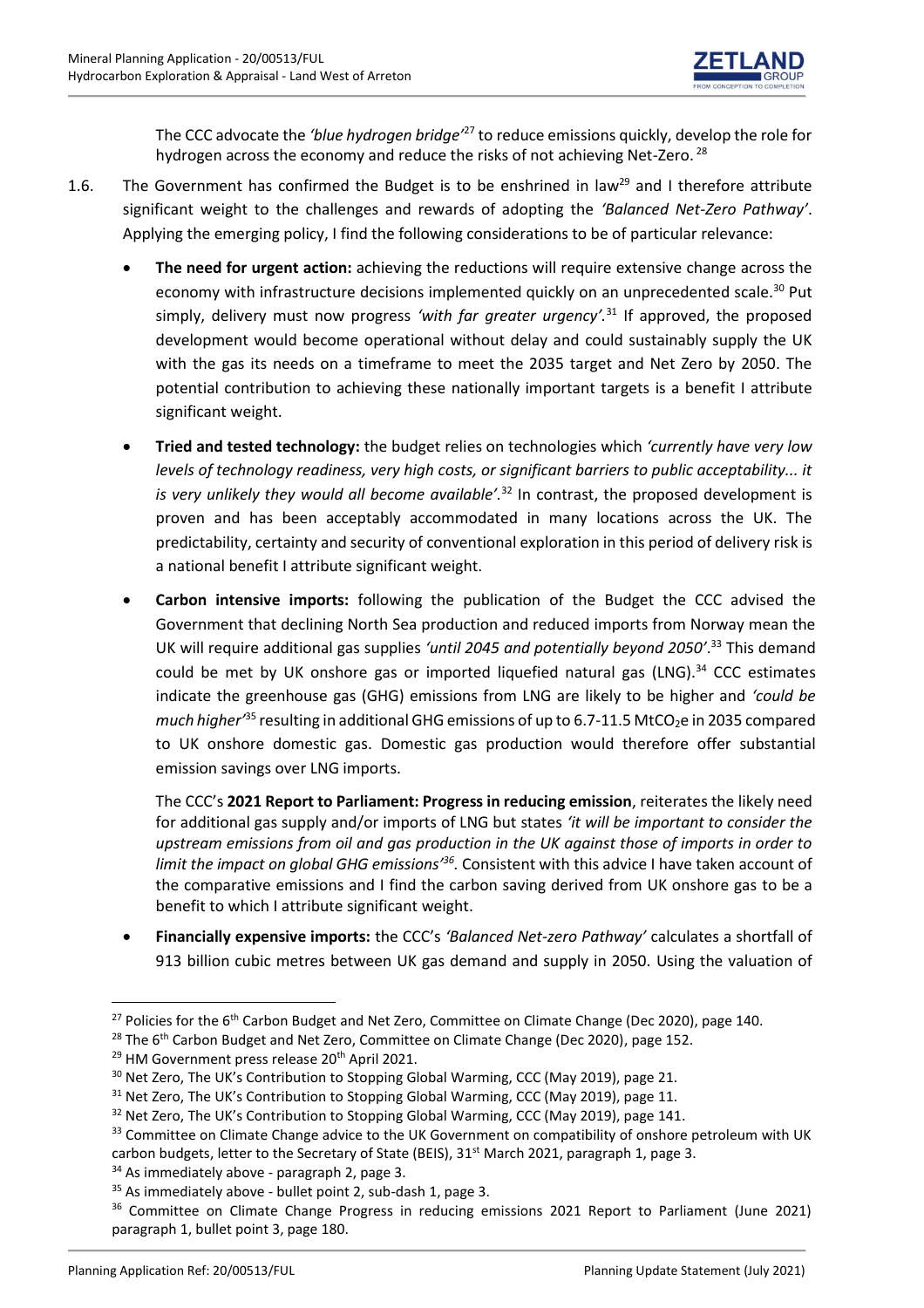The CCC advocate the *'blue hydrogen bridge'*[27] to reduce emissions quickly, develop the role for hydrogen across the economy and reduce the risks of not achieving Net-Zero.[28]

1.6. The Government has confirmed the Budget is to be enshrined in law[29] and I therefore attribute significant weight to the challenges and rewards of adopting the *'Balanced Net-Zero Pathway'*. Applying the emerging policy, I find the following considerations to be of particular relevance:

- **The need for urgent action:** achieving the reductions will require extensive change across the economy with infrastructure decisions implemented quickly on an unprecedented scale.[30] Put simply, delivery must now progress *'with far greater urgency'*.[31] If approved, the proposed development would become operational without delay and could sustainably supply the UK with the gas its needs on a timeframe to meet the 2035 target and Net Zero by 2050. The potential contribution to achieving these nationally important targets is a benefit I attribute significant weight.

- **Tried and tested technology:** the budget relies on technologies which *'currently have very low levels of technology readiness, very high costs, or significant barriers to public acceptability... it is very unlikely they would all become available'*.[32] In contrast, the proposed development is proven and has been acceptably accommodated in many locations across the UK. The predictability, certainty and security of conventional exploration in this period of delivery risk is a national benefit I attribute significant weight.

- **Carbon intensive imports:** following the publication of the Budget the CCC advised the Government that declining North Sea production and reduced imports from Norway mean the UK will require additional gas supplies *'until 2045 and potentially beyond 2050'*.[33] This demand could be met by UK onshore gas or imported liquefied natural gas (LNG).[34] CCC estimates indicate the greenhouse gas (GHG) emissions from LNG are likely to be higher and *'could be much higher'*[35] resulting in additional GHG emissions of up to 6.7-11.5 $MtCO_2e$ in 2035 compared to UK onshore domestic gas. Domestic gas production would therefore offer substantial emission savings over LNG imports.

  The CCC's **2021 Report to Parliament: Progress in reducing emission**, reiterates the likely need for additional gas supply and/or imports of LNG but states *'it will be important to consider the upstream emissions from oil and gas production in the UK against those of imports in order to limit the impact on global GHG emissions'*[36]. Consistent with this advice I have taken account of the comparative emissions and I find the carbon saving derived from UK onshore gas to be a benefit to which I attribute significant weight.

- **Financially expensive imports:** the CCC's *'Balanced Net-zero Pathway'* calculates a shortfall of 913 billion cubic metres between UK gas demand and supply in 2050. Using the valuation of

---

[27] Policies for the 6th Carbon Budget and Net Zero, Committee on Climate Change (Dec 2020), page 140.

[28] The 6th Carbon Budget and Net Zero, Committee on Climate Change (Dec 2020), page 152.

[29] HM Government press release 20th April 2021.

[30] Net Zero, The UK's Contribution to Stopping Global Warming, CCC (May 2019), page 21.

[31] Net Zero, The UK's Contribution to Stopping Global Warming, CCC (May 2019), page 11.

[32] Net Zero, The UK's Contribution to Stopping Global Warming, CCC (May 2019), page 141.

[33] Committee on Climate Change advice to the UK Government on compatibility of onshore petroleum with UK carbon budgets, letter to the Secretary of State (BEIS), 31st March 2021, paragraph 1, page 3.

[34] As immediately above - paragraph 2, page 3.

[35] As immediately above - bullet point 2, sub-dash 1, page 3.

[36] Committee on Climate Change Progress in reducing emissions 2021 Report to Parliament (June 2021) paragraph 1, bullet point 3, page 180.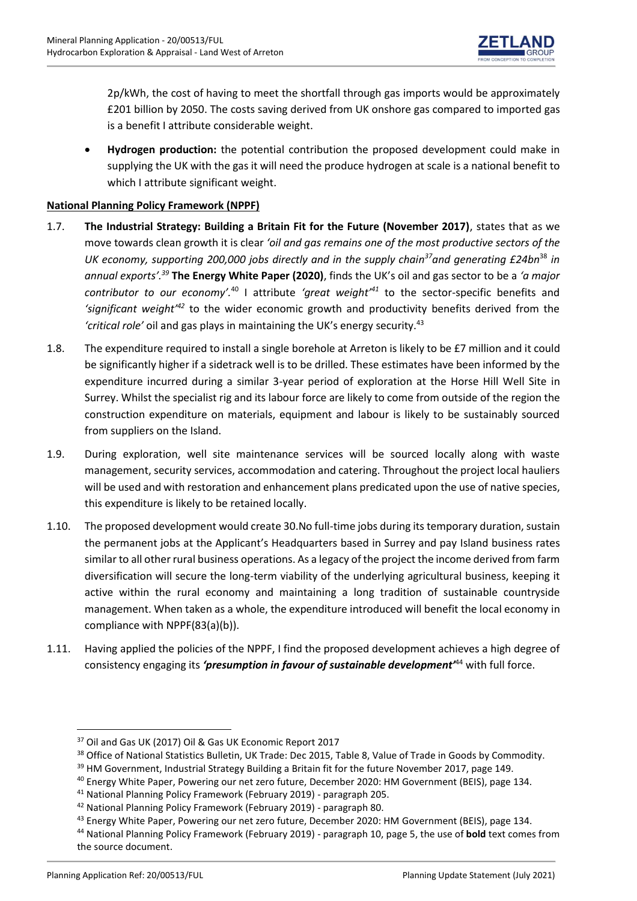2p/kWh, the cost of having to meet the shortfall through gas imports would be approximately £201 billion by 2050. The costs saving derived from UK onshore gas compared to imported gas is a benefit I attribute considerable weight.

- **Hydrogen production:** the potential contribution the proposed development could make in supplying the UK with the gas it will need the produce hydrogen at scale is a national benefit to which I attribute significant weight.

**National Planning Policy Framework (NPPF)**

1.7. **The Industrial Strategy: Building a Britain Fit for the Future (November 2017)**, states that as we move towards clean growth it is clear *'oil and gas remains one of the most productive sectors of the UK economy, supporting 200,000 jobs directly and in the supply chain*[37]*and generating £24bn*[38] *in annual exports'.*[39] **The Energy White Paper (2020)**, finds the UK's oil and gas sector to be a *'a major contributor to our economy'.*[40] I attribute *'great weight'*[41] to the sector-specific benefits and *'significant weight'*[42] to the wider economic growth and productivity benefits derived from the *'critical role'* oil and gas plays in maintaining the UK's energy security.[43]

1.8. The expenditure required to install a single borehole at Arreton is likely to be £7 million and it could be significantly higher if a sidetrack well is to be drilled. These estimates have been informed by the expenditure incurred during a similar 3-year period of exploration at the Horse Hill Well Site in Surrey. Whilst the specialist rig and its labour force are likely to come from outside of the region the construction expenditure on materials, equipment and labour is likely to be sustainably sourced from suppliers on the Island.

1.9. During exploration, well site maintenance services will be sourced locally along with waste management, security services, accommodation and catering. Throughout the project local hauliers will be used and with restoration and enhancement plans predicated upon the use of native species, this expenditure is likely to be retained locally.

1.10. The proposed development would create 30.No full-time jobs during its temporary duration, sustain the permanent jobs at the Applicant's Headquarters based in Surrey and pay Island business rates similar to all other rural business operations. As a legacy of the project the income derived from farm diversification will secure the long-term viability of the underlying agricultural business, keeping it active within the rural economy and maintaining a long tradition of sustainable countryside management. When taken as a whole, the expenditure introduced will benefit the local economy in compliance with NPPF(83(a)(b)).

1.11. Having applied the policies of the NPPF, I find the proposed development achieves a high degree of consistency engaging its ***'presumption in favour of sustainable development'***[44] with full force.

---

[37] Oil and Gas UK (2017) Oil & Gas UK Economic Report 2017

[38] Office of National Statistics Bulletin, UK Trade: Dec 2015, Table 8, Value of Trade in Goods by Commodity.

[39] HM Government, Industrial Strategy Building a Britain fit for the future November 2017, page 149.

[40] Energy White Paper, Powering our net zero future, December 2020: HM Government (BEIS), page 134.

[41] National Planning Policy Framework (February 2019) - paragraph 205.

[42] National Planning Policy Framework (February 2019) - paragraph 80.

[43] Energy White Paper, Powering our net zero future, December 2020: HM Government (BEIS), page 134.

[44] National Planning Policy Framework (February 2019) - paragraph 10, page 5, the use of **bold** text comes from the source document.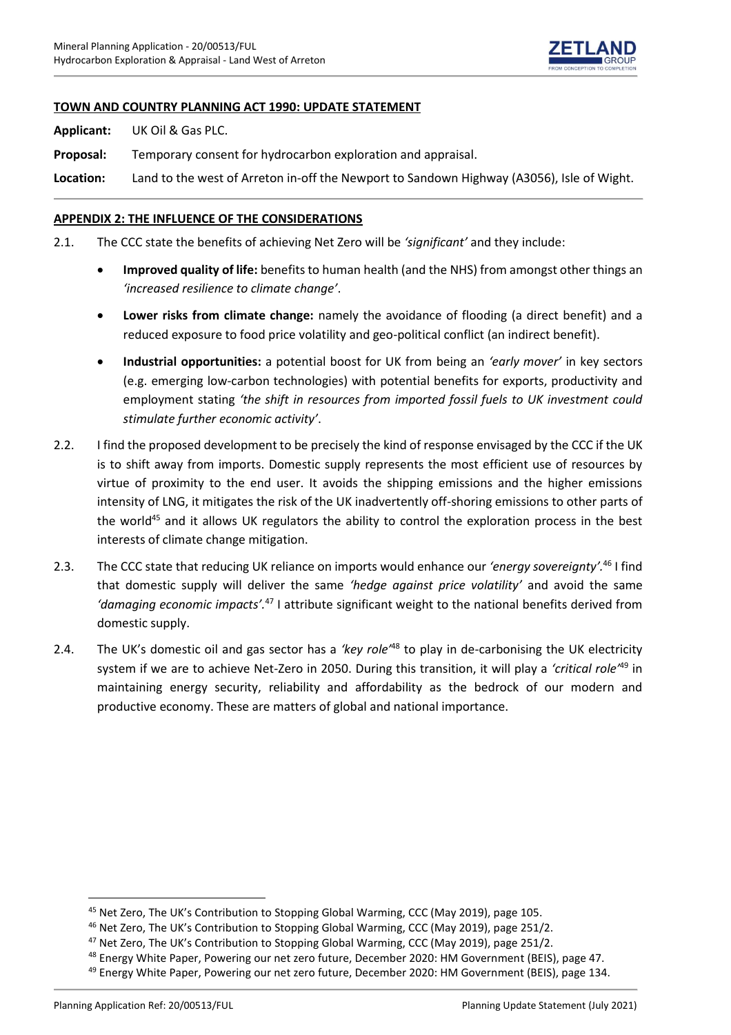## TOWN AND COUNTRY PLANNING ACT 1990: UPDATE STATEMENT

**Applicant:** UK Oil & Gas PLC.

**Proposal:** Temporary consent for hydrocarbon exploration and appraisal.

**Location:** Land to the west of Arreton in-off the Newport to Sandown Highway (A3056), Isle of Wight.

---

## APPENDIX 2: THE INFLUENCE OF THE CONSIDERATIONS

2.1. The CCC state the benefits of achieving Net Zero will be *'significant'* and they include:

- **Improved quality of life:** benefits to human health (and the NHS) from amongst other things an *'increased resilience to climate change'*.
- **Lower risks from climate change:** namely the avoidance of flooding (a direct benefit) and a reduced exposure to food price volatility and geo-political conflict (an indirect benefit).
- **Industrial opportunities:** a potential boost for UK from being an *'early mover'* in key sectors (e.g. emerging low-carbon technologies) with potential benefits for exports, productivity and employment stating *'the shift in resources from imported fossil fuels to UK investment could stimulate further economic activity'*.

2.2. I find the proposed development to be precisely the kind of response envisaged by the CCC if the UK is to shift away from imports. Domestic supply represents the most efficient use of resources by virtue of proximity to the end user. It avoids the shipping emissions and the higher emissions intensity of LNG, it mitigates the risk of the UK inadvertently off-shoring emissions to other parts of the world[45] and it allows UK regulators the ability to control the exploration process in the best interests of climate change mitigation.

2.3. The CCC state that reducing UK reliance on imports would enhance our *'energy sovereignty'*.[46] I find that domestic supply will deliver the same *'hedge against price volatility'* and avoid the same *'damaging economic impacts'*.[47] I attribute significant weight to the national benefits derived from domestic supply.

2.4. The UK's domestic oil and gas sector has a *'key role'*[48] to play in de-carbonising the UK electricity system if we are to achieve Net-Zero in 2050. During this transition, it will play a *'critical role'*[49] in maintaining energy security, reliability and affordability as the bedrock of our modern and productive economy. These are matters of global and national importance.

---

[45] Net Zero, The UK's Contribution to Stopping Global Warming, CCC (May 2019), page 105.

[46] Net Zero, The UK's Contribution to Stopping Global Warming, CCC (May 2019), page 251/2.

[47] Net Zero, The UK's Contribution to Stopping Global Warming, CCC (May 2019), page 251/2.

[48] Energy White Paper, Powering our net zero future, December 2020: HM Government (BEIS), page 47.

[49] Energy White Paper, Powering our net zero future, December 2020: HM Government (BEIS), page 134.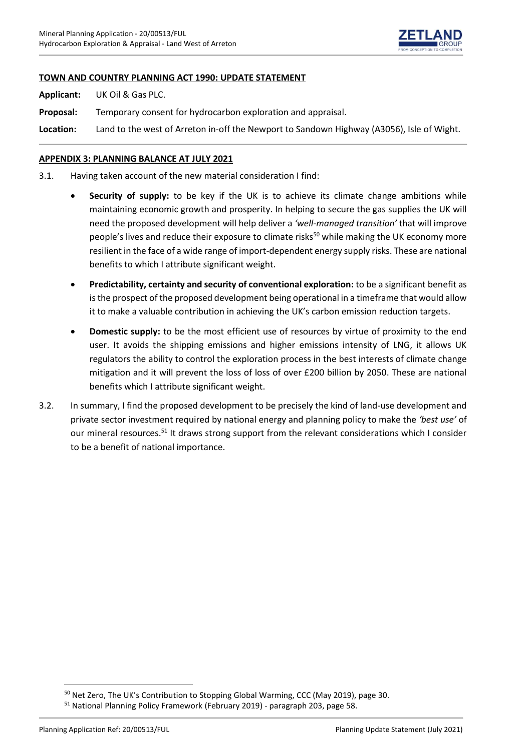**TOWN AND COUNTRY PLANNING ACT 1990: UPDATE STATEMENT**

**Applicant:** UK Oil & Gas PLC.

**Proposal:** Temporary consent for hydrocarbon exploration and appraisal.

**Location:** Land to the west of Arreton in-off the Newport to Sandown Highway (A3056), Isle of Wight.

---

**APPENDIX 3: PLANNING BALANCE AT JULY 2021**

3.1. Having taken account of the new material consideration I find:

- **Security of supply:** to be key if the UK is to achieve its climate change ambitions while maintaining economic growth and prosperity. In helping to secure the gas supplies the UK will need the proposed development will help deliver a *'well-managed transition'* that will improve people's lives and reduce their exposure to climate risks[50] while making the UK economy more resilient in the face of a wide range of import-dependent energy supply risks. These are national benefits to which I attribute significant weight.
- **Predictability, certainty and security of conventional exploration:** to be a significant benefit as is the prospect of the proposed development being operational in a timeframe that would allow it to make a valuable contribution in achieving the UK's carbon emission reduction targets.
- **Domestic supply:** to be the most efficient use of resources by virtue of proximity to the end user. It avoids the shipping emissions and higher emissions intensity of LNG, it allows UK regulators the ability to control the exploration process in the best interests of climate change mitigation and it will prevent the loss of loss of over £200 billion by 2050. These are national benefits which I attribute significant weight.

3.2. In summary, I find the proposed development to be precisely the kind of land-use development and private sector investment required by national energy and planning policy to make the *'best use'* of our mineral resources.[51] It draws strong support from the relevant considerations which I consider to be a benefit of national importance.

---

[50] Net Zero, The UK's Contribution to Stopping Global Warming, CCC (May 2019), page 30.

[51] National Planning Policy Framework (February 2019) - paragraph 203, page 58.